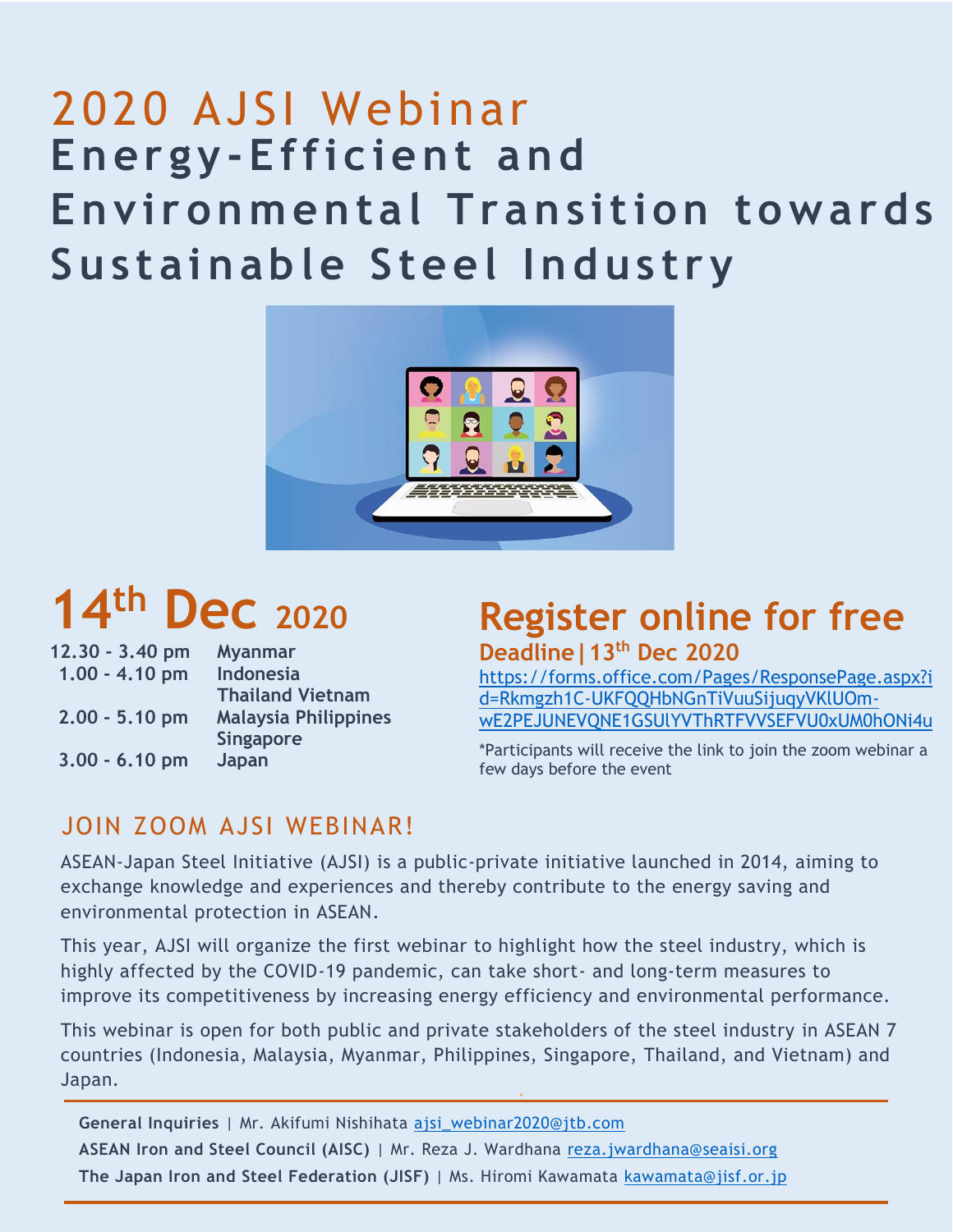# 2020 AJSI Webinar

## Energy-Efficient and Environmental Transition towards Sustainable Steel Industry

## 14th Dec 2020

| | |
|---|---|
| **12.30 - 3.40 pm** | **Myanmar** |
| **1.00 - 4.10 pm** | **Indonesia Thailand Vietnam** |
| **2.00 - 5.10 pm** | **Malaysia Philippines Singapore** |
| **3.00 - 6.10 pm** | **Japan** |

## Register online for free

**Deadline | 13th Dec 2020**

https://forms.office.com/Pages/ResponsePage.aspx?id=Rkmgzh1C-UKFQQHbNGnTiVuuSijuqyVKlUOm-wE2PEJUNEVQNE1GSUlYVThRTFVVSEFVU0xUM0hONi4u

*Participants will receive the link to join the zoom webinar a few days before the event

## JOIN ZOOM AJSI WEBINAR!

ASEAN-Japan Steel Initiative (AJSI) is a public-private initiative launched in 2014, aiming to exchange knowledge and experiences and thereby contribute to the energy saving and environmental protection in ASEAN.

This year, AJSI will organize the first webinar to highlight how the steel industry, which is highly affected by the COVID-19 pandemic, can take short- and long-term measures to improve its competitiveness by increasing energy efficiency and environmental performance.

This webinar is open for both public and private stakeholders of the steel industry in ASEAN 7 countries (Indonesia, Malaysia, Myanmar, Philippines, Singapore, Thailand, and Vietnam) and Japan.

---

**General Inquiries** | Mr. Akifumi Nishihata ajsi_webinar2020@jtb.com

**ASEAN Iron and Steel Council (AISC)** | Mr. Reza J. Wardhana reza.jwardhana@seaisi.org

**The Japan Iron and Steel Federation (JISF)** | Ms. Hiromi Kawamata kawamata@jisf.or.jp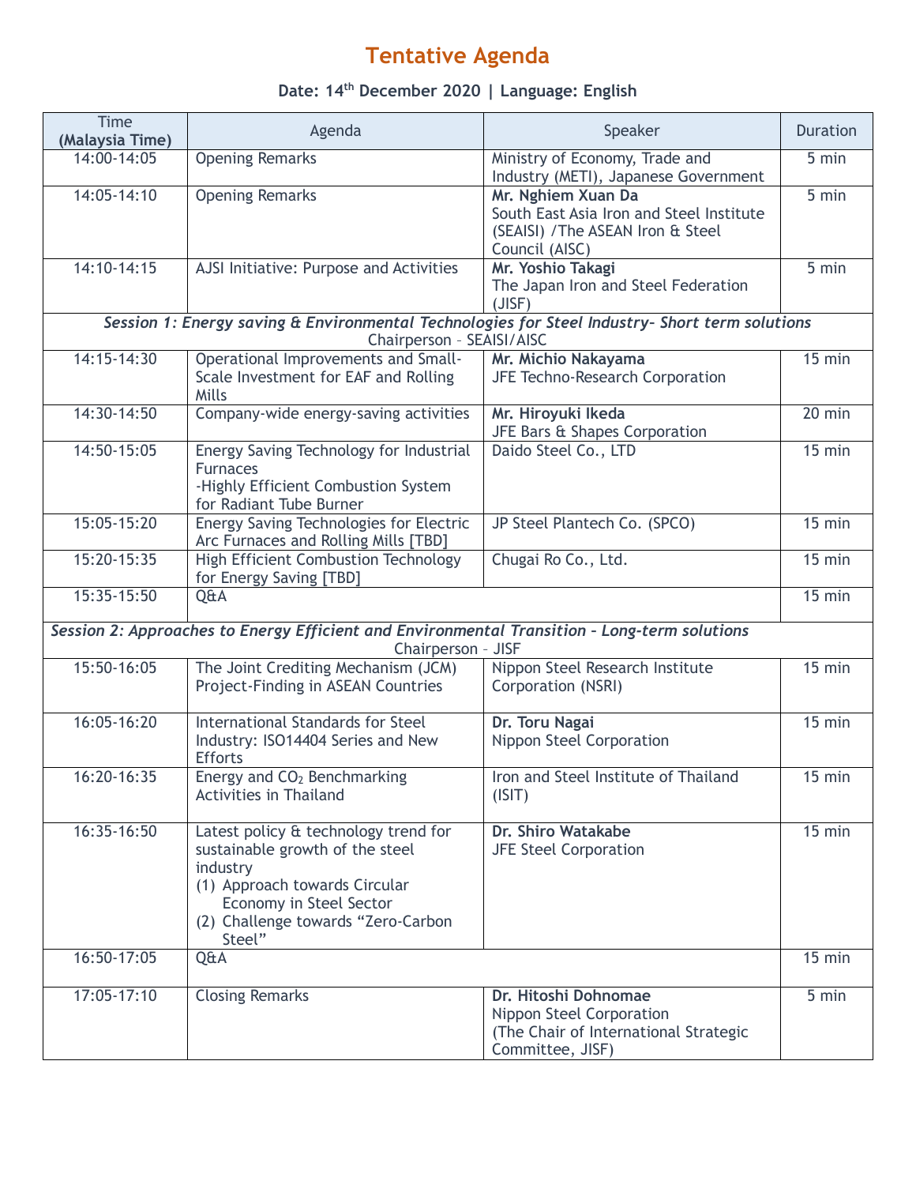# Tentative Agenda

**Date: 14th December 2020 | Language: English**

| Time (Malaysia Time) | Agenda | Speaker | Duration |
|---|---|---|---|
| 14:00-14:05 | Opening Remarks | Ministry of Economy, Trade and Industry (METI), Japanese Government | 5 min |
| 14:05-14:10 | Opening Remarks | **Mr. Nghiem Xuan Da** South East Asia Iron and Steel Institute (SEAISI) /The ASEAN Iron & Steel Council (AISC) | 5 min |
| 14:10-14:15 | AJSI Initiative: Purpose and Activities | **Mr. Yoshio Takagi** The Japan Iron and Steel Federation (JISF) | 5 min |
| *Session 1: Energy saving & Environmental Technologies for Steel Industry- Short term solutions* Chairperson – SEAISI/AISC | | | |
| 14:15-14:30 | Operational Improvements and Small-Scale Investment for EAF and Rolling Mills | **Mr. Michio Nakayama** JFE Techno-Research Corporation | 15 min |
| 14:30-14:50 | Company-wide energy-saving activities | **Mr. Hiroyuki Ikeda** JFE Bars & Shapes Corporation | 20 min |
| 14:50-15:05 | Energy Saving Technology for Industrial Furnaces -Highly Efficient Combustion System for Radiant Tube Burner | Daido Steel Co., LTD | 15 min |
| 15:05-15:20 | Energy Saving Technologies for Electric Arc Furnaces and Rolling Mills [TBD] | JP Steel Plantech Co. (SPCO) | 15 min |
| 15:20-15:35 | High Efficient Combustion Technology for Energy Saving [TBD] | Chugai Ro Co., Ltd. | 15 min |
| 15:35-15:50 | Q&A | | 15 min |
| *Session 2: Approaches to Energy Efficient and Environmental Transition – Long-term solutions* Chairperson – JISF | | | |
| 15:50-16:05 | The Joint Crediting Mechanism (JCM) Project-Finding in ASEAN Countries | Nippon Steel Research Institute Corporation (NSRI) | 15 min |
| 16:05-16:20 | International Standards for Steel Industry: ISO14404 Series and New Efforts | **Dr. Toru Nagai** Nippon Steel Corporation | 15 min |
| 16:20-16:35 | Energy and $CO_2$ Benchmarking Activities in Thailand | Iron and Steel Institute of Thailand (ISIT) | 15 min |
| 16:35-16:50 | Latest policy & technology trend for sustainable growth of the steel industry (1) Approach towards Circular Economy in Steel Sector (2) Challenge towards "Zero-Carbon Steel" | **Dr. Shiro Watakabe** JFE Steel Corporation | 15 min |
| 16:50-17:05 | Q&A | | 15 min |
| 17:05-17:10 | Closing Remarks | **Dr. Hitoshi Dohnomae** Nippon Steel Corporation (The Chair of International Strategic Committee, JISF) | 5 min |